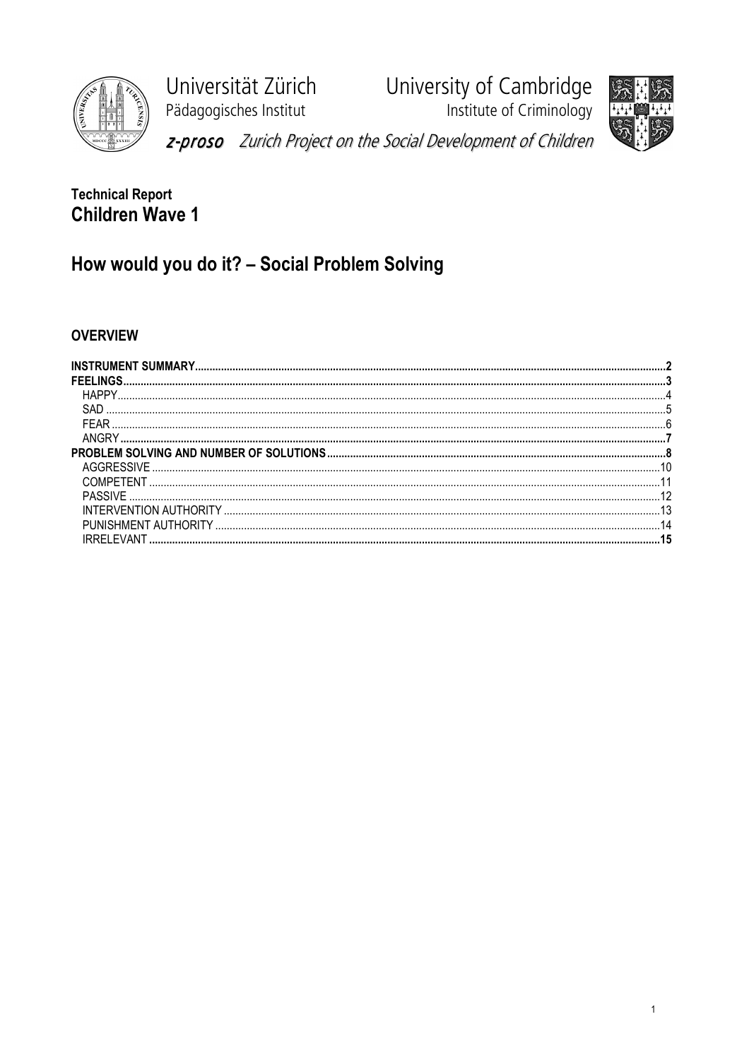Universität Zürich
Pädagogisches Institut

University of Cambridge
Institute of Criminology

*z-proso* *Zurich Project on the Social Development of Children*

**Technical Report**
# Children Wave 1

# How would you do it? – Social Problem Solving

## OVERVIEW

- **INSTRUMENT SUMMARY** ........ **2**
- **FEELINGS** ........ **3**
  - HAPPY ........ 4
  - SAD ........ 5
  - FEAR ........ 6
  - **ANGRY** ........ **7**
- **PROBLEM SOLVING AND NUMBER OF SOLUTIONS** ........ **8**
  - AGGRESSIVE ........ 10
  - COMPETENT ........ 11
  - PASSIVE ........ 12
  - INTERVENTION AUTHORITY ........ 13
  - PUNISHMENT AUTHORITY ........ 14
  - **IRRELEVANT** ........ **15**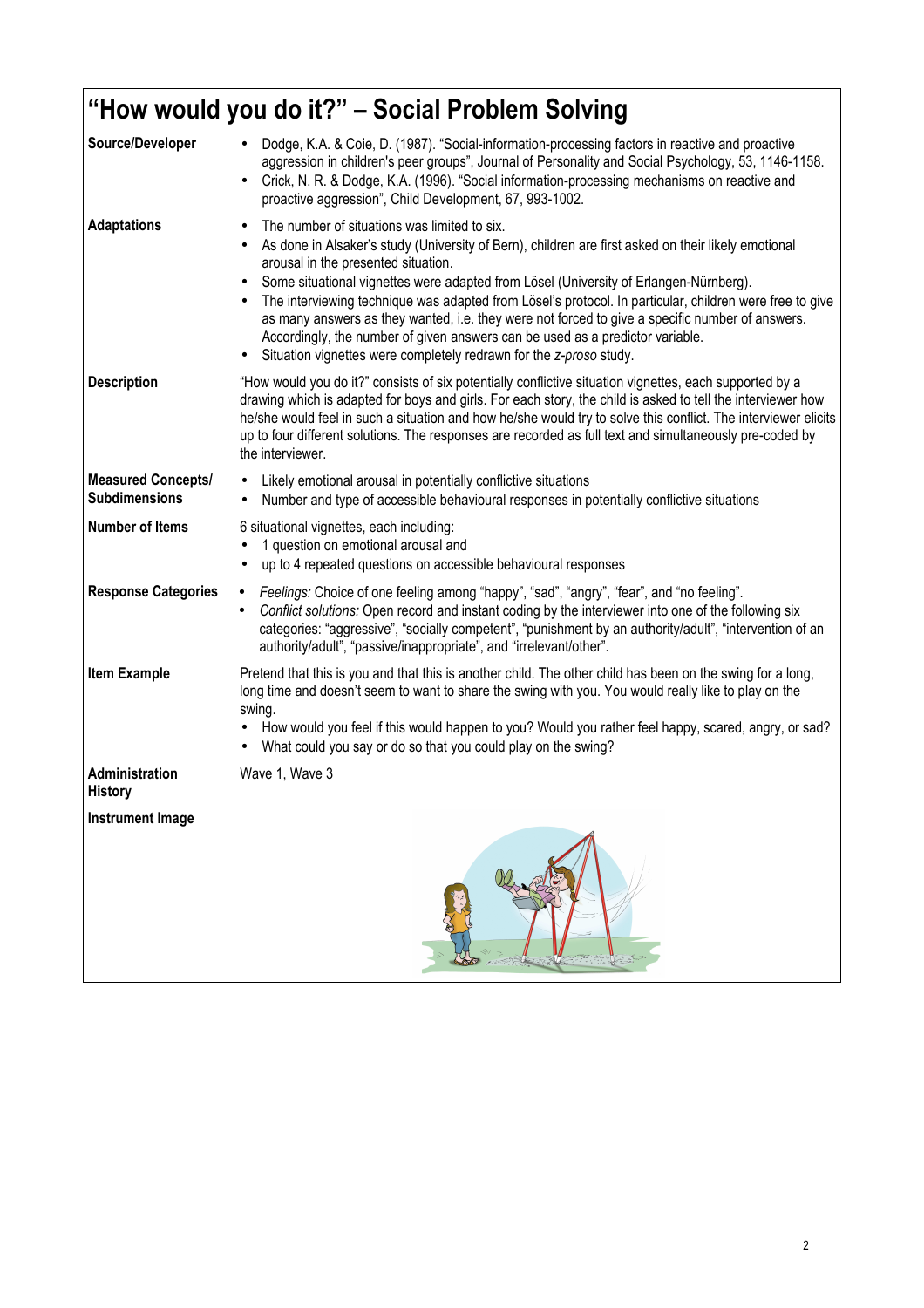# "How would you do it?" – Social Problem Solving

| | |
|---|---|
| **Source/Developer** | • Dodge, K.A. & Coie, D. (1987). "Social-information-processing factors in reactive and proactive aggression in children's peer groups", Journal of Personality and Social Psychology, 53, 1146-1158.<br>• Crick, N. R. & Dodge, K.A. (1996). "Social information-processing mechanisms on reactive and proactive aggression", Child Development, 67, 993-1002. |
| **Adaptations** | • The number of situations was limited to six.<br>• As done in Alsaker's study (University of Bern), children are first asked on their likely emotional arousal in the presented situation.<br>• Some situational vignettes were adapted from Lösel (University of Erlangen-Nürnberg).<br>• The interviewing technique was adapted from Lösel's protocol. In particular, children were free to give as many answers as they wanted, i.e. they were not forced to give a specific number of answers. Accordingly, the number of given answers can be used as a predictor variable.<br>• Situation vignettes were completely redrawn for the *z-proso* study. |
| **Description** | "How would you do it?" consists of six potentially conflictive situation vignettes, each supported by a drawing which is adapted for boys and girls. For each story, the child is asked to tell the interviewer how he/she would feel in such a situation and how he/she would try to solve this conflict. The interviewer elicits up to four different solutions. The responses are recorded as full text and simultaneously pre-coded by the interviewer. |
| **Measured Concepts/ Subdimensions** | • Likely emotional arousal in potentially conflictive situations<br>• Number and type of accessible behavioural responses in potentially conflictive situations |
| **Number of Items** | 6 situational vignettes, each including:<br>• 1 question on emotional arousal and<br>• up to 4 repeated questions on accessible behavioural responses |
| **Response Categories** | • *Feelings:* Choice of one feeling among "happy", "sad", "angry", "fear", and "no feeling".<br>• *Conflict solutions:* Open record and instant coding by the interviewer into one of the following six categories: "aggressive", "socially competent", "punishment by an authority/adult", "intervention of an authority/adult", "passive/inappropriate", and "irrelevant/other". |
| **Item Example** | Pretend that this is you and that this is another child. The other child has been on the swing for a long, long time and doesn't seem to want to share the swing with you. You would really like to play on the swing.<br>• How would you feel if this would happen to you? Would you rather feel happy, scared, angry, or sad?<br>• What could you say or do so that you could play on the swing? |
| **Administration History** | Wave 1, Wave 3 |
| **Instrument Image** | |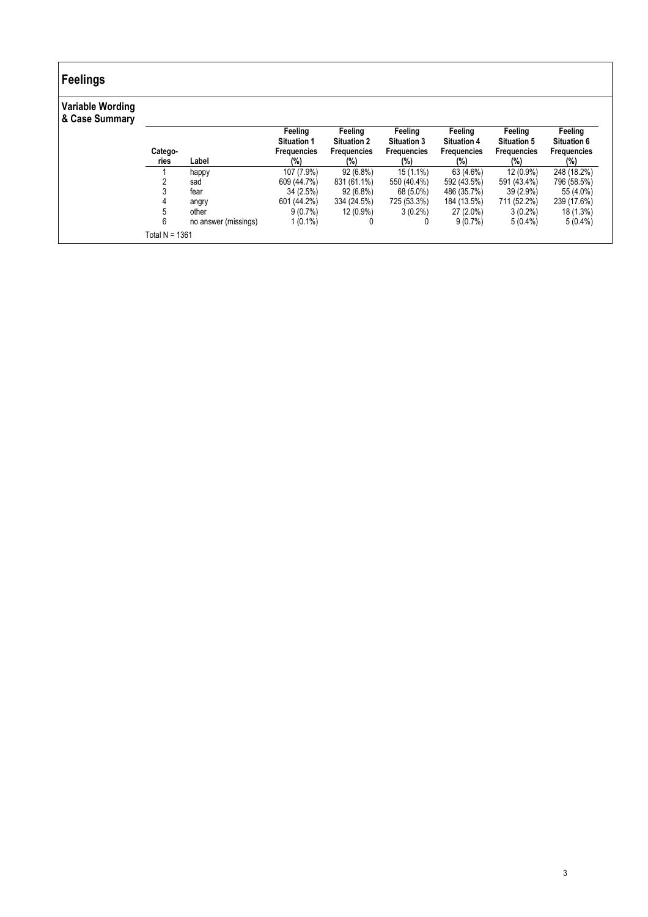# Feelings

## Variable Wording & Case Summary

| Catego-ries | Label | Feeling Situation 1 Frequencies (%) | Feeling Situation 2 Frequencies (%) | Feeling Situation 3 Frequencies (%) | Feeling Situation 4 Frequencies (%) | Feeling Situation 5 Frequencies (%) | Feeling Situation 6 Frequencies (%) |
|---|---|---|---|---|---|---|---|
| 1 | happy | 107 (7.9%) | 92 (6.8%) | 15 (1.1%) | 63 (4.6%) | 12 (0.9%) | 248 (18.2%) |
| 2 | sad | 609 (44.7%) | 831 (61.1%) | 550 (40.4%) | 592 (43.5%) | 591 (43.4%) | 796 (58.5%) |
| 3 | fear | 34 (2.5%) | 92 (6.8%) | 68 (5.0%) | 486 (35.7%) | 39 (2.9%) | 55 (4.0%) |
| 4 | angry | 601 (44.2%) | 334 (24.5%) | 725 (53.3%) | 184 (13.5%) | 711 (52.2%) | 239 (17.6%) |
| 5 | other | 9 (0.7%) | 12 (0.9%) | 3 (0.2%) | 27 (2.0%) | 3 (0.2%) | 18 (1.3%) |
| 6 | no answer (missings) | 1 (0.1%) | 0 | 0 | 9 (0.7%) | 5 (0.4%) | 5 (0.4%) |

Total N = 1361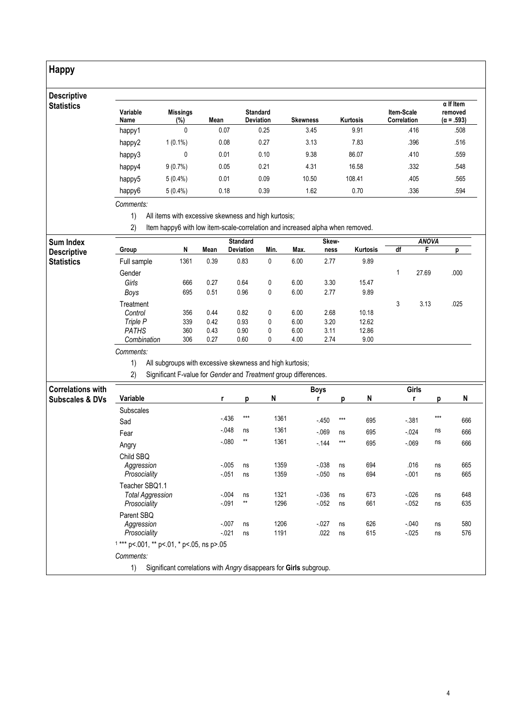# Happy

## Descriptive Statistics

| Variable Name | Missings (%) | Mean | Standard Deviation | Skewness | Kurtosis | Item-Scale Correlation | α If Item removed (α = .593) |
|---|---|---|---|---|---|---|---|
| happy1 | 0 | 0.07 | 0.25 | 3.45 | 9.91 | .416 | .508 |
| happy2 | 1 (0.1%) | 0.08 | 0.27 | 3.13 | 7.83 | .396 | .516 |
| happy3 | 0 | 0.01 | 0.10 | 9.38 | 86.07 | .410 | .559 |
| happy4 | 9 (0.7%) | 0.05 | 0.21 | 4.31 | 16.58 | .332 | .548 |
| happy5 | 5 (0.4%) | 0.01 | 0.09 | 10.50 | 108.41 | .405 | .565 |
| happy6 | 5 (0.4%) | 0.18 | 0.39 | 1.62 | 0.70 | .336 | .594 |

*Comments:*

1) All items with excessive skewness and high kurtosis;
2) Item happy6 with low item-scale-correlation and increased alpha when removed.

## Sum Index Descriptive Statistics

| Group | N | Mean | Standard Deviation | Min. | Max. | Skew-ness | Kurtosis | ANOVA df | F | p |
|---|---|---|---|---|---|---|---|---|---|---|
| Full sample | 1361 | 0.39 | 0.83 | 0 | 6.00 | 2.77 | 9.89 | | | |
| Gender | | | | | | | | 1 | 27.69 | .000 |
| *Girls* | 666 | 0.27 | 0.64 | 0 | 6.00 | 3.30 | 15.47 | | | |
| *Boys* | 695 | 0.51 | 0.96 | 0 | 6.00 | 2.77 | 9.89 | | | |
| Treatment | | | | | | | | 3 | 3.13 | .025 |
| *Control* | 356 | 0.44 | 0.82 | 0 | 6.00 | 2.68 | 10.18 | | | |
| *Triple P* | 339 | 0.42 | 0.93 | 0 | 6.00 | 3.20 | 12.62 | | | |
| *PATHS* | 360 | 0.43 | 0.90 | 0 | 6.00 | 3.11 | 12.86 | | | |
| *Combination* | 306 | 0.27 | 0.60 | 0 | 4.00 | 2.74 | 9.00 | | | |

*Comments:*

1) All subgroups with excessive skewness and high kurtosis;
2) Significant F-value for *Gender* and *Treatment* group differences.

## Correlations with Subscales & DVs

| Variable | r | p | N | Boys r | p | N | Girls r | p | N |
|---|---|---|---|---|---|---|---|---|---|
| Subscales | | | | | | | | | |
| Sad | -.436 | *** | 1361 | -.450 | *** | 695 | -.381 | *** | 666 |
| Fear | -.048 | ns | 1361 | -.069 | ns | 695 | -.024 | ns | 666 |
| Angry | -.080 | ** | 1361 | -.144 | *** | 695 | -.069 | ns | 666 |
| Child SBQ | | | | | | | | | |
| *Aggression* | -.005 | ns | 1359 | -.038 | ns | 694 | .016 | ns | 665 |
| *Prosociality* | -.051 | ns | 1359 | -.050 | ns | 694 | -.001 | ns | 665 |
| Teacher SBQ1.1 | | | | | | | | | |
| *Total Aggression* | -.004 | ns | 1321 | -.036 | ns | 673 | -.026 | ns | 648 |
| *Prosociality* | -.091 | ** | 1296 | -.052 | ns | 661 | -.052 | ns | 635 |
| Parent SBQ | | | | | | | | | |
| *Aggression* | -.007 | ns | 1206 | -.027 | ns | 626 | -.040 | ns | 580 |
| *Prosociality* | -.021 | ns | 1191 | .022 | ns | 615 | -.025 | ns | 576 |

[1] *** p<.001, ** p<.01, * p<.05, ns p>.05

*Comments:*

1) Significant correlations with *Angry* disappears for **Girls** subgroup.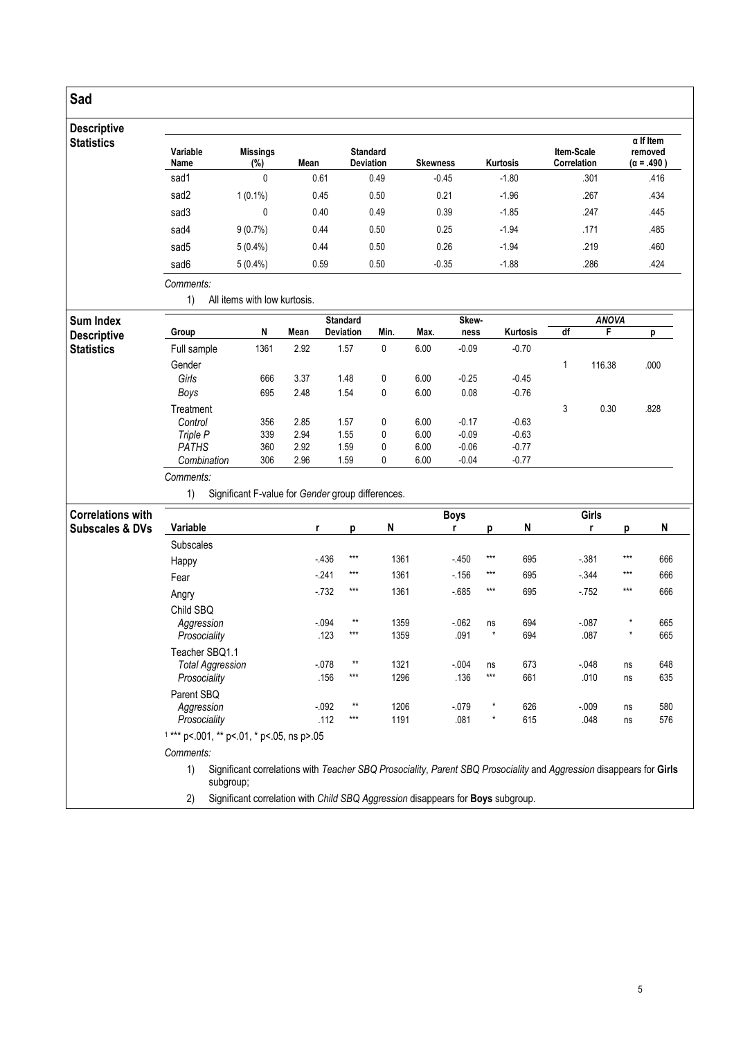# Sad

## Descriptive Statistics

| Variable Name | Missings (%) | Mean | Standard Deviation | Skewness | Kurtosis | Item-Scale Correlation | α If Item removed (α = .490 ) |
|---|---|---|---|---|---|---|---|
| sad1 | 0 | 0.61 | 0.49 | -0.45 | -1.80 | .301 | .416 |
| sad2 | 1 (0.1%) | 0.45 | 0.50 | 0.21 | -1.96 | .267 | .434 |
| sad3 | 0 | 0.40 | 0.49 | 0.39 | -1.85 | .247 | .445 |
| sad4 | 9 (0.7%) | 0.44 | 0.50 | 0.25 | -1.94 | .171 | .485 |
| sad5 | 5 (0.4%) | 0.44 | 0.50 | 0.26 | -1.94 | .219 | .460 |
| sad6 | 5 (0.4%) | 0.59 | 0.50 | -0.35 | -1.88 | .286 | .424 |

*Comments:*

1) All items with low kurtosis.

## Sum Index Descriptive Statistics

| Group | N | Mean | Standard Deviation | Min. | Max. | Skew-ness | Kurtosis | ANOVA df | F | p |
|---|---|---|---|---|---|---|---|---|---|---|
| Full sample | 1361 | 2.92 | 1.57 | 0 | 6.00 | -0.09 | -0.70 | | | |
| Gender | | | | | | | | 1 | 116.38 | .000 |
| *Girls* | 666 | 3.37 | 1.48 | 0 | 6.00 | -0.25 | -0.45 | | | |
| *Boys* | 695 | 2.48 | 1.54 | 0 | 6.00 | 0.08 | -0.76 | | | |
| Treatment | | | | | | | | 3 | 0.30 | .828 |
| *Control* | 356 | 2.85 | 1.57 | 0 | 6.00 | -0.17 | -0.63 | | | |
| *Triple P* | 339 | 2.94 | 1.55 | 0 | 6.00 | -0.09 | -0.63 | | | |
| *PATHS* | 360 | 2.92 | 1.59 | 0 | 6.00 | -0.06 | -0.77 | | | |
| *Combination* | 306 | 2.96 | 1.59 | 0 | 6.00 | -0.04 | -0.77 | | | |

*Comments:*

1) Significant F-value for *Gender* group differences.

## Correlations with Subscales & DVs

| Variable | r | p | N | Boys r | p | N | Girls r | p | N |
|---|---|---|---|---|---|---|---|---|---|
| Subscales | | | | | | | | | |
| Happy | -.436 | *** | 1361 | -.450 | *** | 695 | -.381 | *** | 666 |
| Fear | -.241 | *** | 1361 | -.156 | *** | 695 | -.344 | *** | 666 |
| Angry | -.732 | *** | 1361 | -.685 | *** | 695 | -.752 | *** | 666 |
| Child SBQ | | | | | | | | | |
| *Aggression* | -.094 | ** | 1359 | -.062 | ns | 694 | -.087 | * | 665 |
| *Prosociality* | .123 | *** | 1359 | .091 | * | 694 | .087 | * | 665 |
| Teacher SBQ1.1 | | | | | | | | | |
| *Total Aggression* | -.078 | ** | 1321 | -.004 | ns | 673 | -.048 | ns | 648 |
| *Prosociality* | .156 | *** | 1296 | .136 | *** | 661 | .010 | ns | 635 |
| Parent SBQ | | | | | | | | | |
| *Aggression* | -.092 | ** | 1206 | -.079 | * | 626 | -.009 | ns | 580 |
| *Prosociality* | .112 | *** | 1191 | .081 | * | 615 | .048 | ns | 576 |

[1] *** p<.001, ** p<.01, * p<.05, ns p>.05

*Comments:*

1) Significant correlations with *Teacher SBQ Prosociality*, *Parent SBQ Prosociality* and *Aggression* disappears for **Girls** subgroup;
2) Significant correlation with *Child SBQ Aggression* disappears for **Boys** subgroup.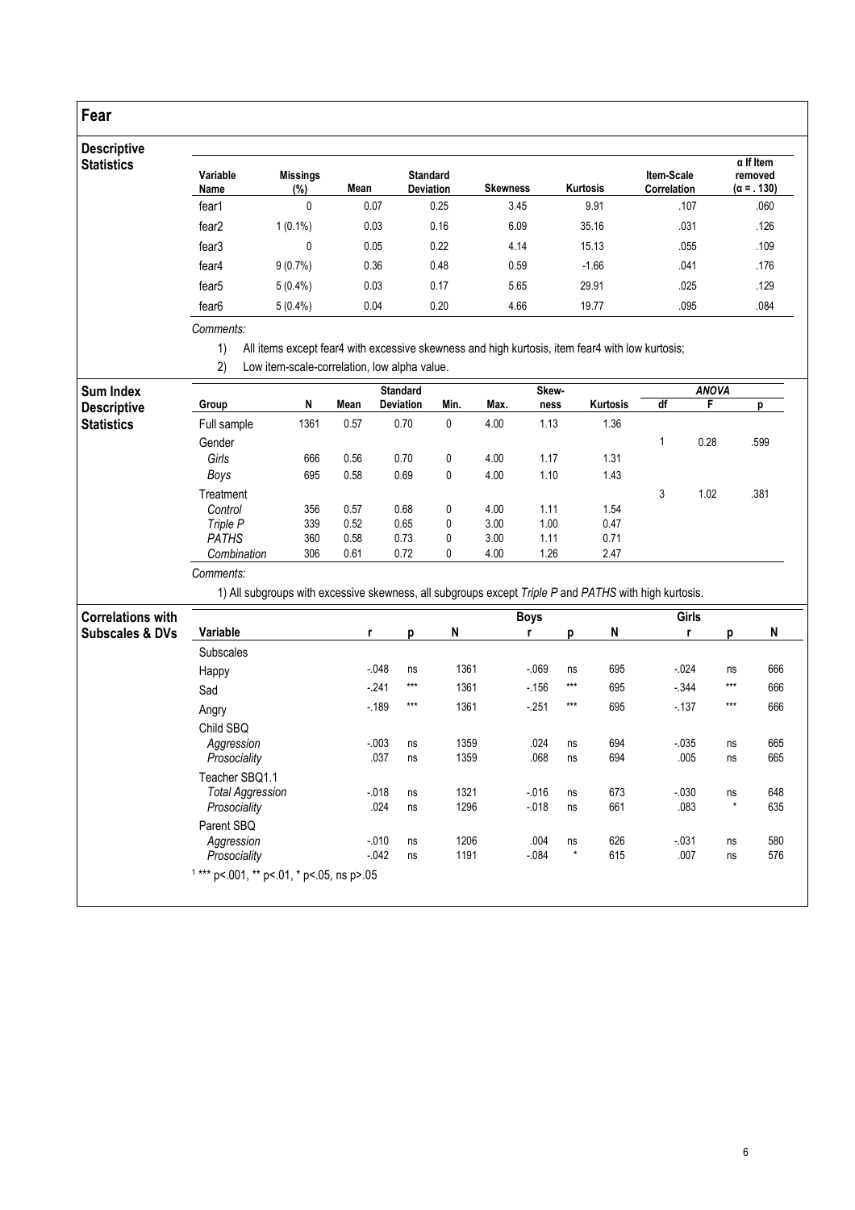# Fear

## Descriptive Statistics

| Variable Name | Missings (%) | Mean | Standard Deviation | Skewness | Kurtosis | Item-Scale Correlation | α If Item removed (α = .130) |
|---|---|---|---|---|---|---|---|
| fear1 | 0 | 0.07 | 0.25 | 3.45 | 9.91 | .107 | .060 |
| fear2 | 1 (0.1%) | 0.03 | 0.16 | 6.09 | 35.16 | .031 | .126 |
| fear3 | 0 | 0.05 | 0.22 | 4.14 | 15.13 | .055 | .109 |
| fear4 | 9 (0.7%) | 0.36 | 0.48 | 0.59 | -1.66 | .041 | .176 |
| fear5 | 5 (0.4%) | 0.03 | 0.17 | 5.65 | 29.91 | .025 | .129 |
| fear6 | 5 (0.4%) | 0.04 | 0.20 | 4.66 | 19.77 | .095 | .084 |

*Comments:*

1) All items except fear4 with excessive skewness and high kurtosis, item fear4 with low kurtosis;
2) Low item-scale-correlation, low alpha value.

## Sum Index Descriptive Statistics

| Group | N | Mean | Standard Deviation | Min. | Max. | Skew-ness | Kurtosis | ANOVA df | F | p |
|---|---|---|---|---|---|---|---|---|---|---|
| Full sample | 1361 | 0.57 | 0.70 | 0 | 4.00 | 1.13 | 1.36 | | | |
| Gender | | | | | | | | 1 | 0.28 | .599 |
| *Girls* | 666 | 0.56 | 0.70 | 0 | 4.00 | 1.17 | 1.31 | | | |
| *Boys* | 695 | 0.58 | 0.69 | 0 | 4.00 | 1.10 | 1.43 | | | |
| Treatment | | | | | | | | 3 | 1.02 | .381 |
| *Control* | 356 | 0.57 | 0.68 | 0 | 4.00 | 1.11 | 1.54 | | | |
| *Triple P* | 339 | 0.52 | 0.65 | 0 | 3.00 | 1.00 | 0.47 | | | |
| *PATHS* | 360 | 0.58 | 0.73 | 0 | 3.00 | 1.11 | 0.71 | | | |
| *Combination* | 306 | 0.61 | 0.72 | 0 | 4.00 | 1.26 | 2.47 | | | |

*Comments:*

1) All subgroups with excessive skewness, all subgroups except *Triple P* and *PATHS* with high kurtosis.

## Correlations with Subscales & DVs

| Variable | r | p | N | Boys r | p | N | Girls r | p | N |
|---|---|---|---|---|---|---|---|---|---|
| Subscales | | | | | | | | | |
| Happy | -.048 | ns | 1361 | -.069 | ns | 695 | -.024 | ns | 666 |
| Sad | -.241 | *** | 1361 | -.156 | *** | 695 | -.344 | *** | 666 |
| Angry | -.189 | *** | 1361 | -.251 | *** | 695 | -.137 | *** | 666 |
| Child SBQ | | | | | | | | | |
| *Aggression* | -.003 | ns | 1359 | .024 | ns | 694 | -.035 | ns | 665 |
| *Prosociality* | .037 | ns | 1359 | .068 | ns | 694 | .005 | ns | 665 |
| Teacher SBQ1.1 | | | | | | | | | |
| *Total Aggression* | -.018 | ns | 1321 | -.016 | ns | 673 | -.030 | ns | 648 |
| *Prosociality* | .024 | ns | 1296 | -.018 | ns | 661 | .083 | * | 635 |
| Parent SBQ | | | | | | | | | |
| *Aggression* | -.010 | ns | 1206 | .004 | ns | 626 | -.031 | ns | 580 |
| *Prosociality* | -.042 | ns | 1191 | -.084 | * | 615 | .007 | ns | 576 |

[1] *** p<.001, ** p<.01, * p<.05, ns p>.05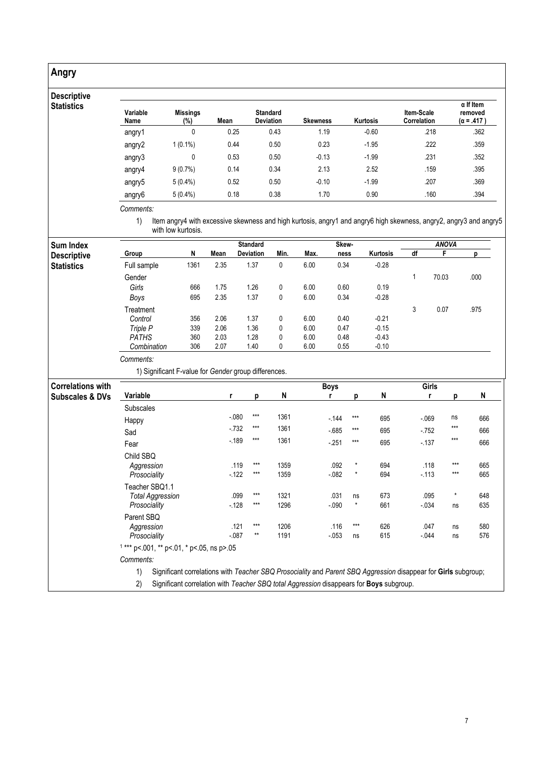# Angry

## Descriptive Statistics

| Variable Name | Missings (%) | Mean | Standard Deviation | Skewness | Kurtosis | Item-Scale Correlation | α If Item removed (α = .417) |
|---|---|---|---|---|---|---|---|
| angry1 | 0 | 0.25 | 0.43 | 1.19 | -0.60 | .218 | .362 |
| angry2 | 1 (0.1%) | 0.44 | 0.50 | 0.23 | -1.95 | .222 | .359 |
| angry3 | 0 | 0.53 | 0.50 | -0.13 | -1.99 | .231 | .352 |
| angry4 | 9 (0.7%) | 0.14 | 0.34 | 2.13 | 2.52 | .159 | .395 |
| angry5 | 5 (0.4%) | 0.52 | 0.50 | -0.10 | -1.99 | .207 | .369 |
| angry6 | 5 (0.4%) | 0.18 | 0.38 | 1.70 | 0.90 | .160 | .394 |

*Comments:*

1) Item angry4 with excessive skewness and high kurtosis, angry1 and angry6 high skewness, angry2, angry3 and angry5 with low kurtosis.

## Sum Index Descriptive Statistics

| Group | N | Mean | Standard Deviation | Min. | Max. | Skewness | Kurtosis | ANOVA df | F | p |
|---|---|---|---|---|---|---|---|---|---|---|
| Full sample | 1361 | 2.35 | 1.37 | 0 | 6.00 | 0.34 | -0.28 | | | |
| Gender | | | | | | | | 1 | 70.03 | .000 |
| *Girls* | 666 | 1.75 | 1.26 | 0 | 6.00 | 0.60 | 0.19 | | | |
| *Boys* | 695 | 2.35 | 1.37 | 0 | 6.00 | 0.34 | -0.28 | | | |
| Treatment | | | | | | | | 3 | 0.07 | .975 |
| *Control* | 356 | 2.06 | 1.37 | 0 | 6.00 | 0.40 | -0.21 | | | |
| *Triple P* | 339 | 2.06 | 1.36 | 0 | 6.00 | 0.47 | -0.15 | | | |
| *PATHS* | 360 | 2.03 | 1.28 | 0 | 6.00 | 0.48 | -0.43 | | | |
| *Combination* | 306 | 2.07 | 1.40 | 0 | 6.00 | 0.55 | -0.10 | | | |

*Comments:*

1) Significant F-value for *Gender* group differences.

## Correlations with Subscales & DVs

| Variable | r | p | N | Boys r | p | N | Girls r | p | N |
|---|---|---|---|---|---|---|---|---|---|
| Subscales | | | | | | | | | |
| Happy | -.080 | *** | 1361 | -.144 | *** | 695 | -.069 | ns | 666 |
| Sad | -.732 | *** | 1361 | -.685 | *** | 695 | -.752 | *** | 666 |
| Fear | -.189 | *** | 1361 | -.251 | *** | 695 | -.137 | *** | 666 |
| Child SBQ | | | | | | | | | |
| *Aggression* | .119 | *** | 1359 | .092 | * | 694 | .118 | *** | 665 |
| *Prosociality* | -.122 | *** | 1359 | -.082 | * | 694 | -.113 | *** | 665 |
| Teacher SBQ1.1 | | | | | | | | | |
| *Total Aggression* | .099 | *** | 1321 | .031 | ns | 673 | .095 | * | 648 |
| *Prosociality* | -.128 | *** | 1296 | -.090 | * | 661 | -.034 | ns | 635 |
| Parent SBQ | | | | | | | | | |
| *Aggression* | .121 | *** | 1206 | .116 | *** | 626 | .047 | ns | 580 |
| *Prosociality* | -.087 | ** | 1191 | -.053 | ns | 615 | -.044 | ns | 576 |

[1] *** p<.001, ** p<.01, * p<.05, ns p>.05

*Comments:*

1) Significant correlations with *Teacher SBQ Prosociality* and *Parent SBQ Aggression* disappear for **Girls** subgroup;

2) Significant correlation with *Teacher SBQ total Aggression* disappears for **Boys** subgroup.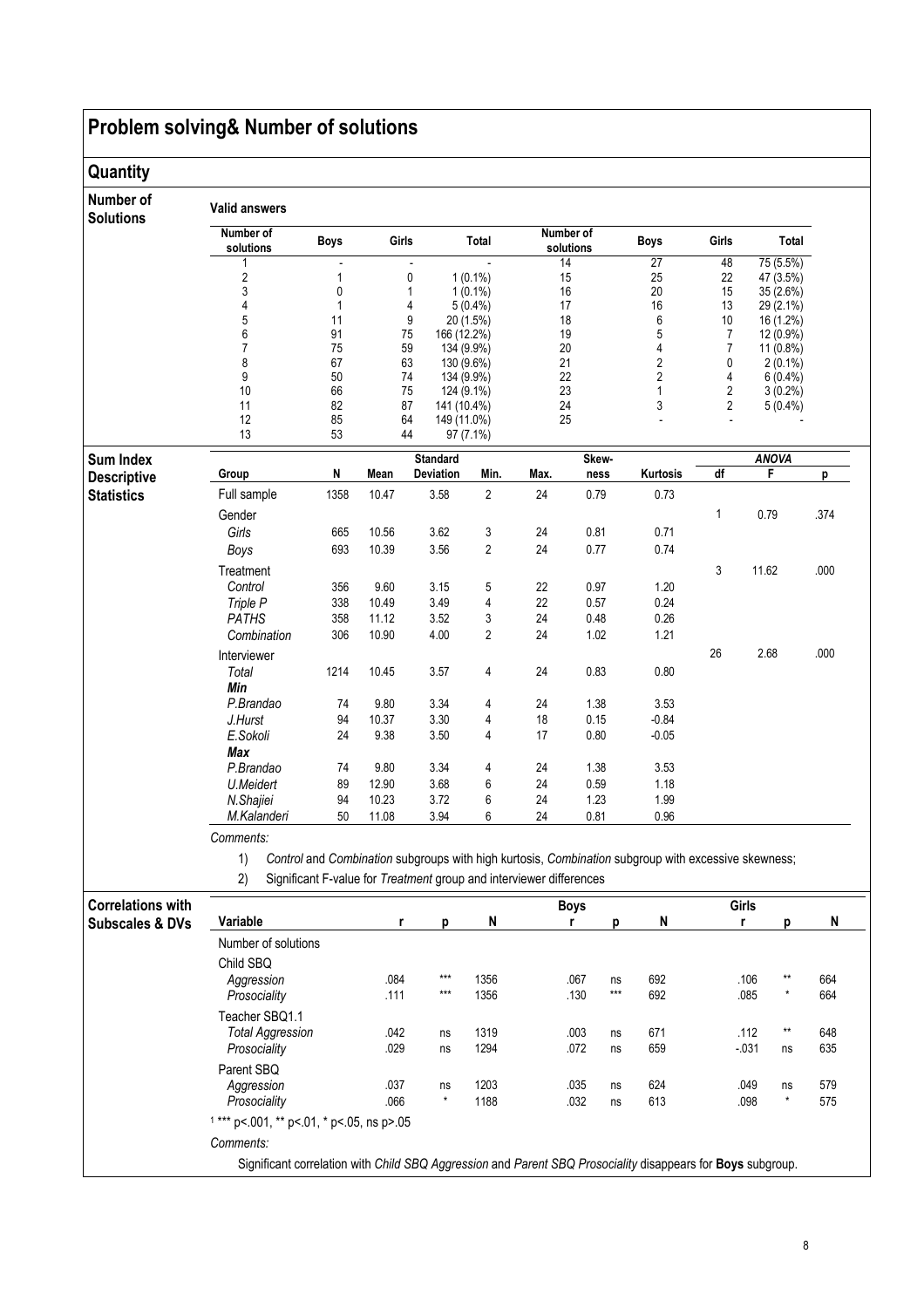# Problem solving& Number of solutions

## Quantity

### Number of Solutions

**Valid answers**

| Number of solutions | Boys | Girls | Total | Number of solutions | Boys | Girls | Total |
|---|---|---|---|---|---|---|---|
| 1 | - | - | - | 14 | 27 | 48 | 75 (5.5%) |
| 2 | 1 | 0 | 1 (0.1%) | 15 | 25 | 22 | 47 (3.5%) |
| 3 | 0 | 1 | 1 (0.1%) | 16 | 20 | 15 | 35 (2.6%) |
| 4 | 1 | 4 | 5 (0.4%) | 17 | 16 | 13 | 29 (2.1%) |
| 5 | 11 | 9 | 20 (1.5%) | 18 | 6 | 10 | 16 (1.2%) |
| 6 | 91 | 75 | 166 (12.2%) | 19 | 5 | 7 | 12 (0.9%) |
| 7 | 75 | 59 | 134 (9.9%) | 20 | 4 | 7 | 11 (0.8%) |
| 8 | 67 | 63 | 130 (9.6%) | 21 | 2 | 0 | 2 (0.1%) |
| 9 | 50 | 74 | 134 (9.9%) | 22 | 2 | 4 | 6 (0.4%) |
| 10 | 66 | 75 | 124 (9.1%) | 23 | 1 | 2 | 3 (0.2%) |
| 11 | 82 | 87 | 141 (10.4%) | 24 | 3 | 2 | 5 (0.4%) |
| 12 | 85 | 64 | 149 (11.0%) | 25 | - | - | - |
| 13 | 53 | 44 | 97 (7.1%) | | | | |

### Sum Index Descriptive Statistics

| Group | N | Mean | Standard Deviation | Min. | Max. | Skewness | Kurtosis | ANOVA df | ANOVA F | ANOVA p |
|---|---|---|---|---|---|---|---|---|---|---|
| Full sample | 1358 | 10.47 | 3.58 | 2 | 24 | 0.79 | 0.73 | | | |
| Gender | | | | | | | | 1 | 0.79 | .374 |
| *Girls* | 665 | 10.56 | 3.62 | 3 | 24 | 0.81 | 0.71 | | | |
| *Boys* | 693 | 10.39 | 3.56 | 2 | 24 | 0.77 | 0.74 | | | |
| Treatment | | | | | | | | 3 | 11.62 | .000 |
| *Control* | 356 | 9.60 | 3.15 | 5 | 22 | 0.97 | 1.20 | | | |
| *Triple P* | 338 | 10.49 | 3.49 | 4 | 22 | 0.57 | 0.24 | | | |
| *PATHS* | 358 | 11.12 | 3.52 | 3 | 24 | 0.48 | 0.26 | | | |
| *Combination* | 306 | 10.90 | 4.00 | 2 | 24 | 1.02 | 1.21 | | | |
| Interviewer | | | | | | | | 26 | 2.68 | .000 |
| *Total* | 1214 | 10.45 | 3.57 | 4 | 24 | 0.83 | 0.80 | | | |
| ***Min*** | | | | | | | | | | |
| *P.Brandao* | 74 | 9.80 | 3.34 | 4 | 24 | 1.38 | 3.53 | | | |
| *J.Hurst* | 94 | 10.37 | 3.30 | 4 | 18 | 0.15 | -0.84 | | | |
| *E.Sokoli* | 24 | 9.38 | 3.50 | 4 | 17 | 0.80 | -0.05 | | | |
| ***Max*** | | | | | | | | | | |
| *P.Brandao* | 74 | 9.80 | 3.34 | 4 | 24 | 1.38 | 3.53 | | | |
| *U.Meidert* | 89 | 12.90 | 3.68 | 6 | 24 | 0.59 | 1.18 | | | |
| *N.Shajiei* | 94 | 10.23 | 3.72 | 6 | 24 | 1.23 | 1.99 | | | |
| *M.Kalanderi* | 50 | 11.08 | 3.94 | 6 | 24 | 0.81 | 0.96 | | | |

*Comments:*

1) *Control* and *Combination* subgroups with high kurtosis, *Combination* subgroup with excessive skewness;
2) Significant F-value for *Treatment* group and interviewer differences

### Correlations with Subscales & DVs

| Variable | r | p | N | Boys r | Boys p | Boys N | Girls r | Girls p | Girls N |
|---|---|---|---|---|---|---|---|---|---|
| Number of solutions | | | | | | | | | |
| Child SBQ | | | | | | | | | |
| *Aggression* | .084 | *** | 1356 | .067 | ns | 692 | .106 | ** | 664 |
| *Prosociality* | .111 | *** | 1356 | .130 | *** | 692 | .085 | * | 664 |
| Teacher SBQ1.1 | | | | | | | | | |
| *Total Aggression* | .042 | ns | 1319 | .003 | ns | 671 | .112 | ** | 648 |
| *Prosociality* | .029 | ns | 1294 | .072 | ns | 659 | -.031 | ns | 635 |
| Parent SBQ | | | | | | | | | |
| *Aggression* | .037 | ns | 1203 | .035 | ns | 624 | .049 | ns | 579 |
| *Prosociality* | .066 | * | 1188 | .032 | ns | 613 | .098 | * | 575 |

[1] *** p<.001, ** p<.01, * p<.05, ns p>.05

*Comments:*

Significant correlation with *Child SBQ Aggression* and *Parent SBQ Prosociality* disappears for **Boys** subgroup.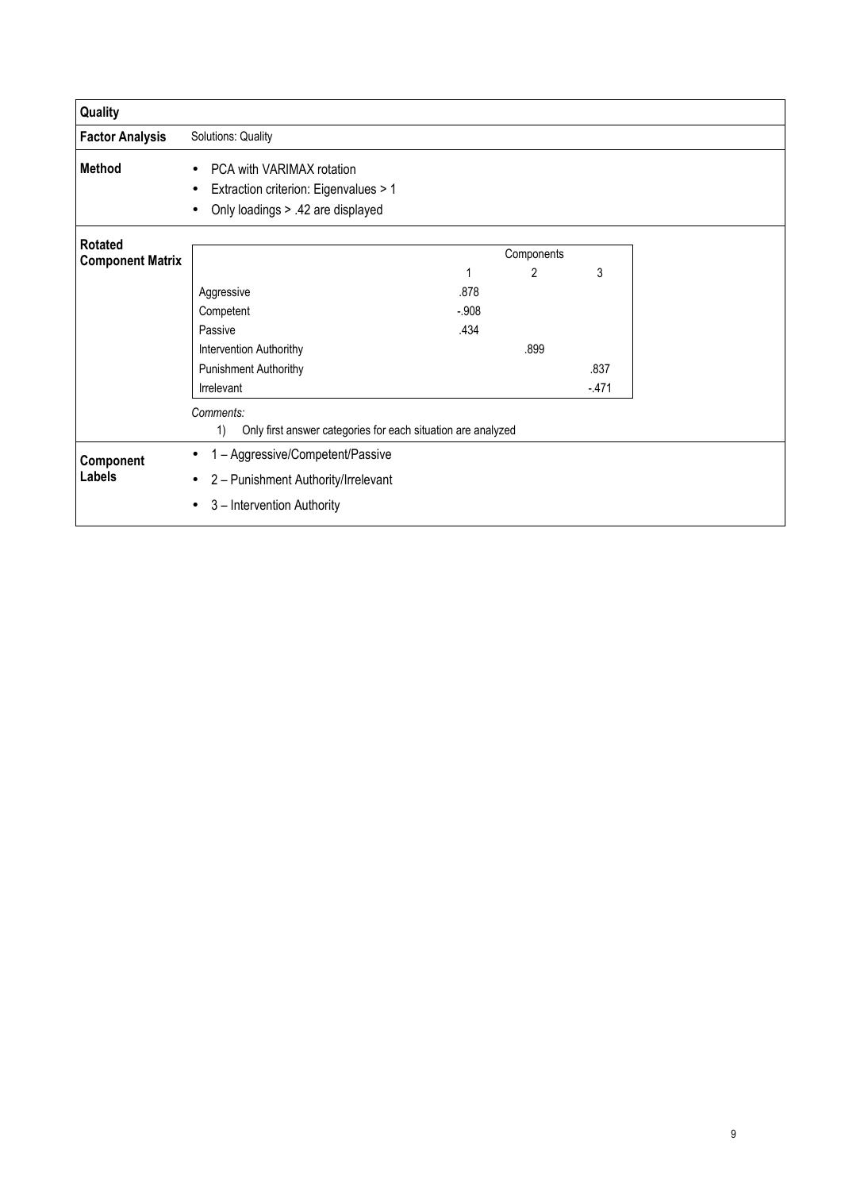| **Quality** | |
|---|---|
| **Factor Analysis** | Solutions: Quality |
| **Method** | • PCA with VARIMAX rotation<br>• Extraction criterion: Eigenvalues > 1<br>• Only loadings > .42 are displayed |
| **Rotated Component Matrix** | (see table below) |
| **Component Labels** | • 1 – Aggressive/Competent/Passive<br>• 2 – Punishment Authority/Irrelevant<br>• 3 – Intervention Authority |

**Rotated Component Matrix**

| | Components | | |
|---|---|---|---|
| | 1 | 2 | 3 |
| Aggressive | .878 | | |
| Competent | -.908 | | |
| Passive | .434 | | |
| Intervention Authorithy | | .899 | |
| Punishment Authorithy | | | .837 |
| Irrelevant | | | -.471 |

*Comments:*

1) Only first answer categories for each situation are analyzed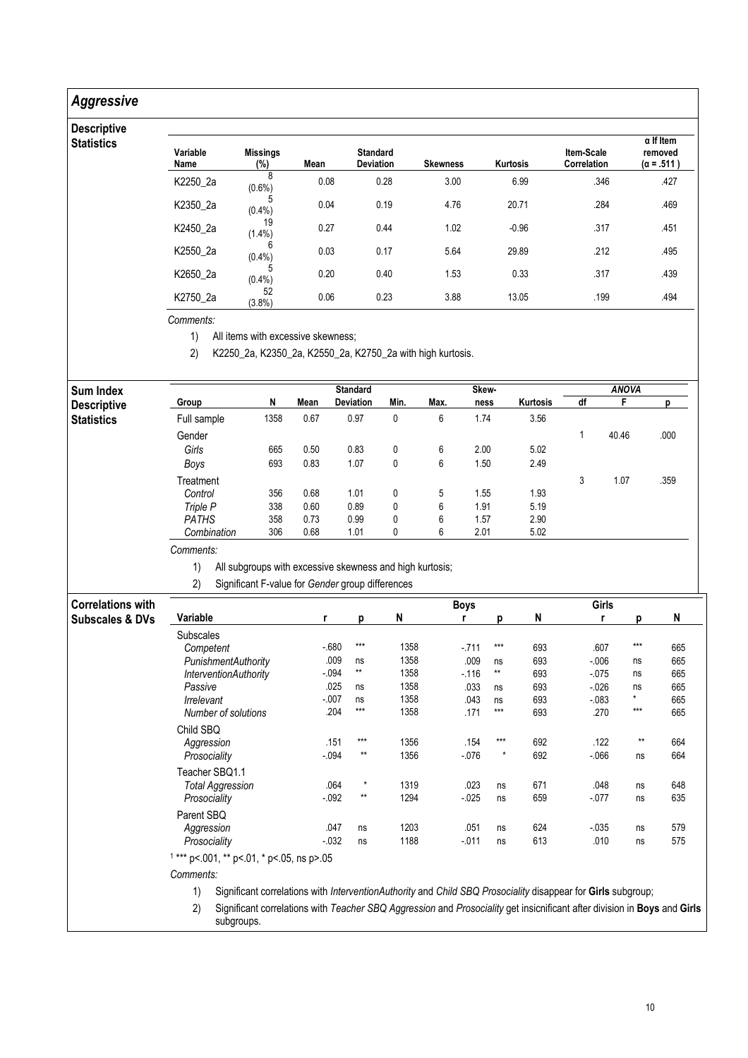## *Aggressive*

### Descriptive Statistics

| Variable Name | Missings (%) | Mean | Standard Deviation | Skewness | Kurtosis | Item-Scale Correlation | α If Item removed (α = .511 ) |
|---|---|---|---|---|---|---|---|
| K2250_2a | 8 (0.6%) | 0.08 | 0.28 | 3.00 | 6.99 | .346 | .427 |
| K2350_2a | 5 (0.4%) | 0.04 | 0.19 | 4.76 | 20.71 | .284 | .469 |
| K2450_2a | 19 (1.4%) | 0.27 | 0.44 | 1.02 | -0.96 | .317 | .451 |
| K2550_2a | 6 (0.4%) | 0.03 | 0.17 | 5.64 | 29.89 | .212 | .495 |
| K2650_2a | 5 (0.4%) | 0.20 | 0.40 | 1.53 | 0.33 | .317 | .439 |
| K2750_2a | 52 (3.8%) | 0.06 | 0.23 | 3.88 | 13.05 | .199 | .494 |

*Comments:*

1) All items with excessive skewness;
2) K2250_2a, K2350_2a, K2550_2a, K2750_2a with high kurtosis.

### Sum Index Descriptive Statistics

| Group | N | Mean | Standard Deviation | Min. | Max. | Skewness | Kurtosis | ANOVA df | F | p |
|---|---|---|---|---|---|---|---|---|---|---|
| Full sample | 1358 | 0.67 | 0.97 | 0 | 6 | 1.74 | 3.56 | | | |
| Gender | | | | | | | | 1 | 40.46 | .000 |
| *Girls* | 665 | 0.50 | 0.83 | 0 | 6 | 2.00 | 5.02 | | | |
| *Boys* | 693 | 0.83 | 1.07 | 0 | 6 | 1.50 | 2.49 | | | |
| Treatment | | | | | | | | 3 | 1.07 | .359 |
| *Control* | 356 | 0.68 | 1.01 | 0 | 5 | 1.55 | 1.93 | | | |
| *Triple P* | 338 | 0.60 | 0.89 | 0 | 6 | 1.91 | 5.19 | | | |
| *PATHS* | 358 | 0.73 | 0.99 | 0 | 6 | 1.57 | 2.90 | | | |
| *Combination* | 306 | 0.68 | 1.01 | 0 | 6 | 2.01 | 5.02 | | | |

*Comments:*

1) All subgroups with excessive skewness and high kurtosis;
2) Significant F-value for *Gender* group differences

### Correlations with Subscales & DVs

| Variable | r | p | N | Boys r | p | N | Girls r | p | N |
|---|---|---|---|---|---|---|---|---|---|
| Subscales | | | | | | | | | |
| *Competent* | -.680 | *** | 1358 | -.711 | *** | 693 | .607 | *** | 665 |
| *PunishmentAuthority* | .009 | ns | 1358 | .009 | ns | 693 | -.006 | ns | 665 |
| *InterventionAuthority* | -.094 | ** | 1358 | -.116 | ** | 693 | -.075 | ns | 665 |
| *Passive* | .025 | ns | 1358 | .033 | ns | 693 | -.026 | ns | 665 |
| *Irrelevant* | -.007 | ns | 1358 | .043 | ns | 693 | -.083 | * | 665 |
| *Number of solutions* | .204 | *** | 1358 | .171 | *** | 693 | .270 | *** | 665 |
| Child SBQ | | | | | | | | | |
| *Aggression* | .151 | *** | 1356 | .154 | *** | 692 | .122 | ** | 664 |
| *Prosociality* | -.094 | ** | 1356 | -.076 | * | 692 | -.066 | ns | 664 |
| Teacher SBQ1.1 | | | | | | | | | |
| *Total Aggression* | .064 | * | 1319 | .023 | ns | 671 | .048 | ns | 648 |
| *Prosociality* | -.092 | ** | 1294 | -.025 | ns | 659 | -.077 | ns | 635 |
| Parent SBQ | | | | | | | | | |
| *Aggression* | .047 | ns | 1203 | .051 | ns | 624 | -.035 | ns | 579 |
| *Prosociality* | -.032 | ns | 1188 | -.011 | ns | 613 | .010 | ns | 575 |

[1] *** p<.001, ** p<.01, * p<.05, ns p>.05

*Comments:*

1) Significant correlations with *InterventionAuthority* and *Child SBQ Prosociality* disappear for **Girls** subgroup;
2) Significant correlations with *Teacher SBQ Aggression* and *Prosociality* get insicnificant after division in **Boys** and **Girls** subgroups.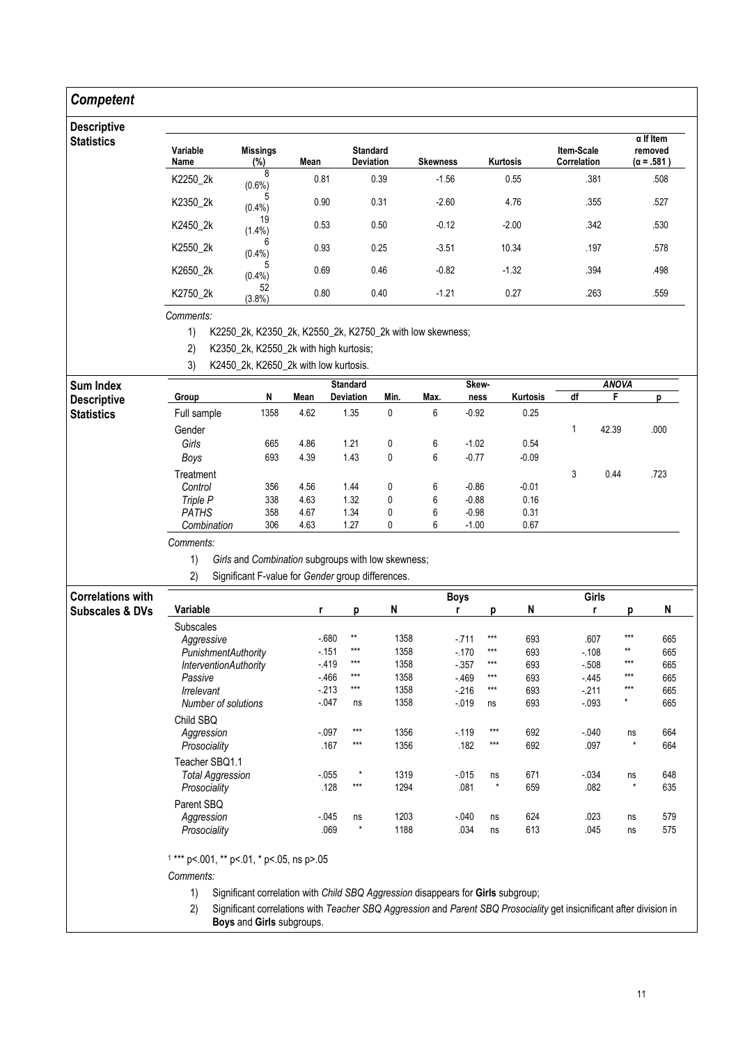## *Competent*

### Descriptive Statistics

| Variable Name | Missings (%) | Mean | Standard Deviation | Skewness | Kurtosis | Item-Scale Correlation | α If Item removed (α = .581 ) |
|---|---|---|---|---|---|---|---|
| K2250_2k | 8 (0.6%) | 0.81 | 0.39 | -1.56 | 0.55 | .381 | .508 |
| K2350_2k | 5 (0.4%) | 0.90 | 0.31 | -2.60 | 4.76 | .355 | .527 |
| K2450_2k | 19 (1.4%) | 0.53 | 0.50 | -0.12 | -2.00 | .342 | .530 |
| K2550_2k | 6 (0.4%) | 0.93 | 0.25 | -3.51 | 10.34 | .197 | .578 |
| K2650_2k | 5 (0.4%) | 0.69 | 0.46 | -0.82 | -1.32 | .394 | .498 |
| K2750_2k | 52 (3.8%) | 0.80 | 0.40 | -1.21 | 0.27 | .263 | .559 |

*Comments:*

1) K2250_2k, K2350_2k, K2550_2k, K2750_2k with low skewness;
2) K2350_2k, K2550_2k with high kurtosis;
3) K2450_2k, K2650_2k with low kurtosis.

### Sum Index Descriptive Statistics

| Group | N | Mean | Standard Deviation | Min. | Max. | Skewness | Kurtosis | ANOVA df | F | p |
|---|---|---|---|---|---|---|---|---|---|---|
| Full sample | 1358 | 4.62 | 1.35 | 0 | 6 | -0.92 | 0.25 | | | |
| Gender | | | | | | | | 1 | 42.39 | .000 |
| *Girls* | 665 | 4.86 | 1.21 | 0 | 6 | -1.02 | 0.54 | | | |
| *Boys* | 693 | 4.39 | 1.43 | 0 | 6 | -0.77 | -0.09 | | | |
| Treatment | | | | | | | | 3 | 0.44 | .723 |
| *Control* | 356 | 4.56 | 1.44 | 0 | 6 | -0.86 | -0.01 | | | |
| *Triple P* | 338 | 4.63 | 1.32 | 0 | 6 | -0.88 | 0.16 | | | |
| *PATHS* | 358 | 4.67 | 1.34 | 0 | 6 | -0.98 | 0.31 | | | |
| *Combination* | 306 | 4.63 | 1.27 | 0 | 6 | -1.00 | 0.67 | | | |

*Comments:*

1) *Girls* and *Combination* subgroups with low skewness;
2) Significant F-value for *Gender* group differences.

### Correlations with Subscales & DVs

| Variable | r | p | N | Boys r | p | N | Girls r | p | N |
|---|---|---|---|---|---|---|---|---|---|
| Subscales | | | | | | | | | |
| *Aggressive* | -.680 | ** | 1358 | -.711 | *** | 693 | .607 | *** | 665 |
| *PunishmentAuthority* | -.151 | *** | 1358 | -.170 | *** | 693 | -.108 | ** | 665 |
| *InterventionAuthority* | -.419 | *** | 1358 | -.357 | *** | 693 | -.508 | *** | 665 |
| *Passive* | -.466 | *** | 1358 | -.469 | *** | 693 | -.445 | *** | 665 |
| *Irrelevant* | -.213 | *** | 1358 | -.216 | *** | 693 | -.211 | *** | 665 |
| *Number of solutions* | -.047 | ns | 1358 | -.019 | ns | 693 | -.093 | * | 665 |
| Child SBQ | | | | | | | | | |
| *Aggression* | -.097 | *** | 1356 | -.119 | *** | 692 | -.040 | ns | 664 |
| *Prosociality* | .167 | *** | 1356 | .182 | *** | 692 | .097 | * | 664 |
| Teacher SBQ1.1 | | | | | | | | | |
| *Total Aggression* | -.055 | * | 1319 | -.015 | ns | 671 | -.034 | ns | 648 |
| *Prosociality* | .128 | *** | 1294 | .081 | * | 659 | .082 | * | 635 |
| Parent SBQ | | | | | | | | | |
| *Aggression* | -.045 | ns | 1203 | -.040 | ns | 624 | .023 | ns | 579 |
| *Prosociality* | .069 | * | 1188 | .034 | ns | 613 | .045 | ns | 575 |

[1] *** p<.001, ** p<.01, * p<.05, ns p>.05

*Comments:*

1) Significant correlation with *Child SBQ Aggression* disappears for **Girls** subgroup;
2) Significant correlations with *Teacher SBQ Aggression* and *Parent SBQ Prosociality* get insicnificant after division in **Boys** and **Girls** subgroups.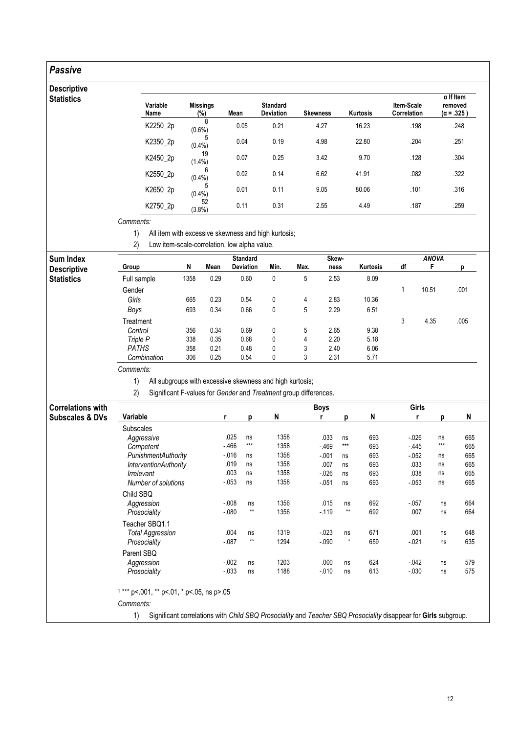## *Passive*

### Descriptive Statistics

| Variable Name | Missings (%) | Mean | Standard Deviation | Skewness | Kurtosis | Item-Scale Correlation | α If Item removed (α = .325 ) |
|---|---|---|---|---|---|---|---|
| K2250_2p | 8 (0.6%) | 0.05 | 0.21 | 4.27 | 16.23 | .198 | .248 |
| K2350_2p | 5 (0.4%) | 0.04 | 0.19 | 4.98 | 22.80 | .204 | .251 |
| K2450_2p | 19 (1.4%) | 0.07 | 0.25 | 3.42 | 9.70 | .128 | .304 |
| K2550_2p | 6 (0.4%) | 0.02 | 0.14 | 6.62 | 41.91 | .082 | .322 |
| K2650_2p | 5 (0.4%) | 0.01 | 0.11 | 9.05 | 80.06 | .101 | .316 |
| K2750_2p | 52 (3.8%) | 0.11 | 0.31 | 2.55 | 4.49 | .187 | .259 |

*Comments:*

1) All item with excessive skewness and high kurtosis;
2) Low item-scale-correlation, low alpha value.

### Sum Index Descriptive Statistics

| Group | N | Mean | Standard Deviation | Min. | Max. | Skew-ness | Kurtosis | ANOVA df | ANOVA F | ANOVA p |
|---|---|---|---|---|---|---|---|---|---|---|
| Full sample | 1358 | 0.29 | 0.60 | 0 | 5 | 2.53 | 8.09 | | | |
| Gender | | | | | | | | 1 | 10.51 | .001 |
| *Girls* | 665 | 0.23 | 0.54 | 0 | 4 | 2.83 | 10.36 | | | |
| *Boys* | 693 | 0.34 | 0.66 | 0 | 5 | 2.29 | 6.51 | | | |
| Treatment | | | | | | | | 3 | 4.35 | .005 |
| *Control* | 356 | 0.34 | 0.69 | 0 | 5 | 2.65 | 9.38 | | | |
| *Triple P* | 338 | 0.35 | 0.68 | 0 | 4 | 2.20 | 5.18 | | | |
| *PATHS* | 358 | 0.21 | 0.48 | 0 | 3 | 2.40 | 6.06 | | | |
| *Combination* | 306 | 0.25 | 0.54 | 0 | 3 | 2.31 | 5.71 | | | |

*Comments:*

1) All subgroups with excessive skewness and high kurtosis;
2) Significant F-values for *Gender* and *Treatment* group differences.

### Correlations with Subscales & DVs

| Variable | r | p | N | Boys r | Boys p | Boys N | Girls r | Girls p | Girls N |
|---|---|---|---|---|---|---|---|---|---|
| Subscales | | | | | | | | | |
| *Aggressive* | .025 | ns | 1358 | .033 | ns | 693 | -.026 | ns | 665 |
| *Competent* | -.466 | *** | 1358 | -.469 | *** | 693 | -.445 | *** | 665 |
| *PunishmentAuthority* | -.016 | ns | 1358 | -.001 | ns | 693 | -.052 | ns | 665 |
| *InterventionAuthority* | .019 | ns | 1358 | .007 | ns | 693 | .033 | ns | 665 |
| *Irrelevant* | .003 | ns | 1358 | -.026 | ns | 693 | .038 | ns | 665 |
| *Number of solutions* | -.053 | ns | 1358 | -.051 | ns | 693 | -.053 | ns | 665 |
| Child SBQ | | | | | | | | | |
| *Aggression* | -.008 | ns | 1356 | .015 | ns | 692 | -.057 | ns | 664 |
| *Prosociality* | -.080 | ** | 1356 | -.119 | ** | 692 | .007 | ns | 664 |
| Teacher SBQ1.1 | | | | | | | | | |
| *Total Aggression* | .004 | ns | 1319 | -.023 | ns | 671 | .001 | ns | 648 |
| *Prosociality* | -.087 | ** | 1294 | -.090 | * | 659 | -.021 | ns | 635 |
| Parent SBQ | | | | | | | | | |
| *Aggression* | -.002 | ns | 1203 | .000 | ns | 624 | -.042 | ns | 579 |
| *Prosociality* | -.033 | ns | 1188 | -.010 | ns | 613 | -.030 | ns | 575 |

[1] *** p<.001, ** p<.01, * p<.05, ns p>.05

*Comments:*

1) Significant correlations with *Child SBQ Prosociality* and *Teacher SBQ Prosociality* disappear for **Girls** subgroup.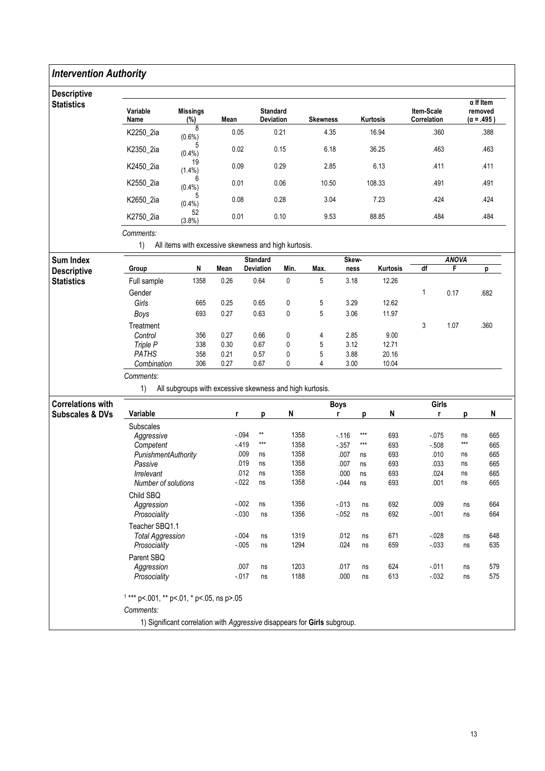## *Intervention Authority*

### Descriptive Statistics

| Variable Name | Missings (%) | Mean | Standard Deviation | Skewness | Kurtosis | Item-Scale Correlation | α If Item removed (α = .495 ) |
|---|---|---|---|---|---|---|---|
| K2250_2ia | 8 (0.6%) | 0.05 | 0.21 | 4.35 | 16.94 | .360 | .388 |
| K2350_2ia | 5 (0.4%) | 0.02 | 0.15 | 6.18 | 36.25 | .463 | .463 |
| K2450_2ia | 19 (1.4%) | 0.09 | 0.29 | 2.85 | 6.13 | .411 | .411 |
| K2550_2ia | 6 (0.4%) | 0.01 | 0.06 | 10.50 | 108.33 | .491 | .491 |
| K2650_2ia | 5 (0.4%) | 0.08 | 0.28 | 3.04 | 7.23 | .424 | .424 |
| K2750_2ia | 52 (3.8%) | 0.01 | 0.10 | 9.53 | 88.85 | .484 | .484 |

*Comments:*

1) All items with excessive skewness and high kurtosis.

### Sum Index Descriptive Statistics

| Group | N | Mean | Standard Deviation | Min. | Max. | Skewness | Kurtosis | ANOVA df | ANOVA F | ANOVA p |
|---|---|---|---|---|---|---|---|---|---|---|
| Full sample | 1358 | 0.26 | 0.64 | 0 | 5 | 3.18 | 12.26 | | | |
| Gender | | | | | | | | 1 | 0.17 | .682 |
| *Girls* | 665 | 0.25 | 0.65 | 0 | 5 | 3.29 | 12.62 | | | |
| *Boys* | 693 | 0.27 | 0.63 | 0 | 5 | 3.06 | 11.97 | | | |
| Treatment | | | | | | | | 3 | 1.07 | .360 |
| *Control* | 356 | 0.27 | 0.66 | 0 | 4 | 2.85 | 9.00 | | | |
| *Triple P* | 338 | 0.30 | 0.67 | 0 | 5 | 3.12 | 12.71 | | | |
| *PATHS* | 358 | 0.21 | 0.57 | 0 | 5 | 3.88 | 20.16 | | | |
| *Combination* | 306 | 0.27 | 0.67 | 0 | 4 | 3.00 | 10.04 | | | |

*Comments:*

1) All subgroups with excessive skewness and high kurtosis.

### Correlations with Subscales & DVs

| Variable | r | p | N | Boys r | Boys p | Boys N | Girls r | Girls p | Girls N |
|---|---|---|---|---|---|---|---|---|---|
| Subscales | | | | | | | | | |
| *Aggressive* | -.094 | ** | 1358 | -.116 | *** | 693 | -.075 | ns | 665 |
| *Competent* | -.419 | *** | 1358 | -.357 | *** | 693 | -.508 | *** | 665 |
| *PunishmentAuthority* | .009 | ns | 1358 | .007 | ns | 693 | .010 | ns | 665 |
| *Passive* | .019 | ns | 1358 | .007 | ns | 693 | .033 | ns | 665 |
| *Irrelevant* | .012 | ns | 1358 | .000 | ns | 693 | .024 | ns | 665 |
| *Number of solutions* | -.022 | ns | 1358 | -.044 | ns | 693 | .001 | ns | 665 |
| Child SBQ | | | | | | | | | |
| *Aggression* | -.002 | ns | 1356 | -.013 | ns | 692 | .009 | ns | 664 |
| *Prosociality* | -.030 | ns | 1356 | -.052 | ns | 692 | -.001 | ns | 664 |
| Teacher SBQ1.1 | | | | | | | | | |
| *Total Aggression* | -.004 | ns | 1319 | .012 | ns | 671 | -.028 | ns | 648 |
| *Prosociality* | -.005 | ns | 1294 | .024 | ns | 659 | -.033 | ns | 635 |
| Parent SBQ | | | | | | | | | |
| *Aggression* | .007 | ns | 1203 | .017 | ns | 624 | -.011 | ns | 579 |
| *Prosociality* | -.017 | ns | 1188 | .000 | ns | 613 | -.032 | ns | 575 |

[1] *** p<.001, ** p<.01, * p<.05, ns p>.05

*Comments:*

1) Significant correlation with *Aggressive* disappears for **Girls** subgroup.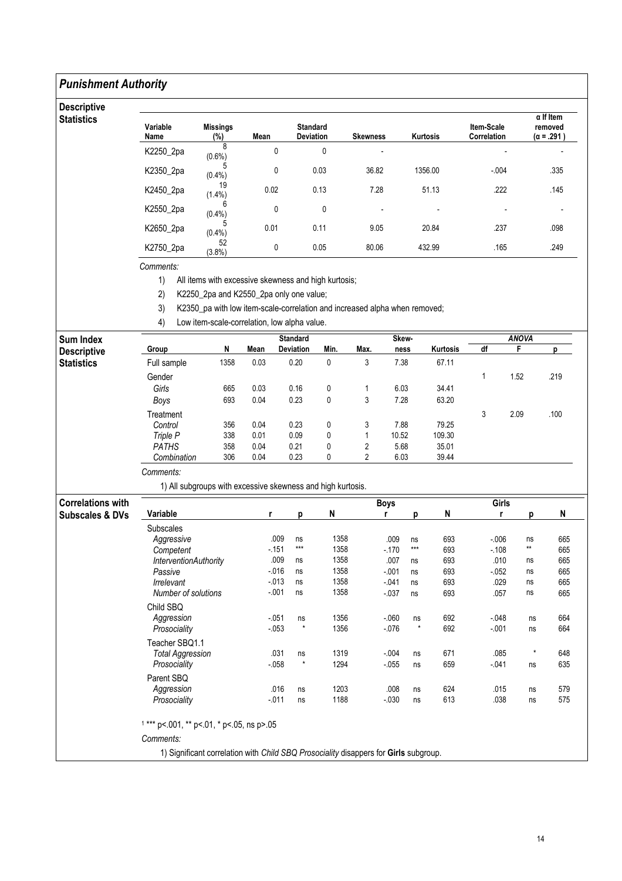## *Punishment Authority*

### Descriptive Statistics

| Variable Name | Missings (%) | Mean | Standard Deviation | Skewness | Kurtosis | Item-Scale Correlation | α If Item removed (α = .291 ) |
|---|---|---|---|---|---|---|---|
| K2250_2pa | 8 (0.6%) | 0 | 0 | - | | - | - |
| K2350_2pa | 5 (0.4%) | 0 | 0.03 | 36.82 | 1356.00 | -.004 | .335 |
| K2450_2pa | 19 (1.4%) | 0.02 | 0.13 | 7.28 | 51.13 | .222 | .145 |
| K2550_2pa | 6 (0.4%) | 0 | 0 | - | - | - | - |
| K2650_2pa | 5 (0.4%) | 0.01 | 0.11 | 9.05 | 20.84 | .237 | .098 |
| K2750_2pa | 52 (3.8%) | 0 | 0.05 | 80.06 | 432.99 | .165 | .249 |

*Comments:*

1) All items with excessive skewness and high kurtosis;
2) K2250_2pa and K2550_2pa only one value;
3) K2350_pa with low item-scale-correlation and increased alpha when removed;
4) Low item-scale-correlation, low alpha value.

### Sum Index Descriptive Statistics

| Group | N | Mean | Standard Deviation | Min. | Max. | Skewness | Kurtosis | ANOVA df | ANOVA F | ANOVA p |
|---|---|---|---|---|---|---|---|---|---|---|
| Full sample | 1358 | 0.03 | 0.20 | 0 | 3 | 7.38 | 67.11 | | | |
| Gender | | | | | | | | 1 | 1.52 | .219 |
| *Girls* | 665 | 0.03 | 0.16 | 0 | 1 | 6.03 | 34.41 | | | |
| *Boys* | 693 | 0.04 | 0.23 | 0 | 3 | 7.28 | 63.20 | | | |
| Treatment | | | | | | | | 3 | 2.09 | .100 |
| *Control* | 356 | 0.04 | 0.23 | 0 | 3 | 7.88 | 79.25 | | | |
| *Triple P* | 338 | 0.01 | 0.09 | 0 | 1 | 10.52 | 109.30 | | | |
| *PATHS* | 358 | 0.04 | 0.21 | 0 | 2 | 5.68 | 35.01 | | | |
| *Combination* | 306 | 0.04 | 0.23 | 0 | 2 | 6.03 | 39.44 | | | |

*Comments:*

1) All subgroups with excessive skewness and high kurtosis.

### Correlations with Subscales & DVs

| Variable | r | p | N | Boys r | Boys p | Boys N | Girls r | Girls p | Girls N |
|---|---|---|---|---|---|---|---|---|---|
| Subscales | | | | | | | | | |
| *Aggressive* | .009 | ns | 1358 | .009 | ns | 693 | -.006 | ns | 665 |
| *Competent* | -.151 | *** | 1358 | -.170 | *** | 693 | -.108 | ** | 665 |
| *InterventionAuthority* | .009 | ns | 1358 | .007 | ns | 693 | .010 | ns | 665 |
| *Passive* | -.016 | ns | 1358 | -.001 | ns | 693 | -.052 | ns | 665 |
| *Irrelevant* | -.013 | ns | 1358 | -.041 | ns | 693 | .029 | ns | 665 |
| *Number of solutions* | -.001 | ns | 1358 | -.037 | ns | 693 | .057 | ns | 665 |
| Child SBQ | | | | | | | | | |
| *Aggression* | -.051 | ns | 1356 | -.060 | ns | 692 | -.048 | ns | 664 |
| *Prosociality* | -.053 | * | 1356 | -.076 | * | 692 | -.001 | ns | 664 |
| Teacher SBQ1.1 | | | | | | | | | |
| *Total Aggression* | .031 | ns | 1319 | -.004 | ns | 671 | .085 | * | 648 |
| *Prosociality* | -.058 | * | 1294 | -.055 | ns | 659 | -.041 | ns | 635 |
| Parent SBQ | | | | | | | | | |
| *Aggression* | .016 | ns | 1203 | .008 | ns | 624 | .015 | ns | 579 |
| *Prosociality* | -.011 | ns | 1188 | -.030 | ns | 613 | .038 | ns | 575 |

[1] *** p<.001, ** p<.01, * p<.05, ns p>.05

*Comments:*

1) Significant correlation with *Child SBQ Prosociality* disappers for **Girls** subgroup.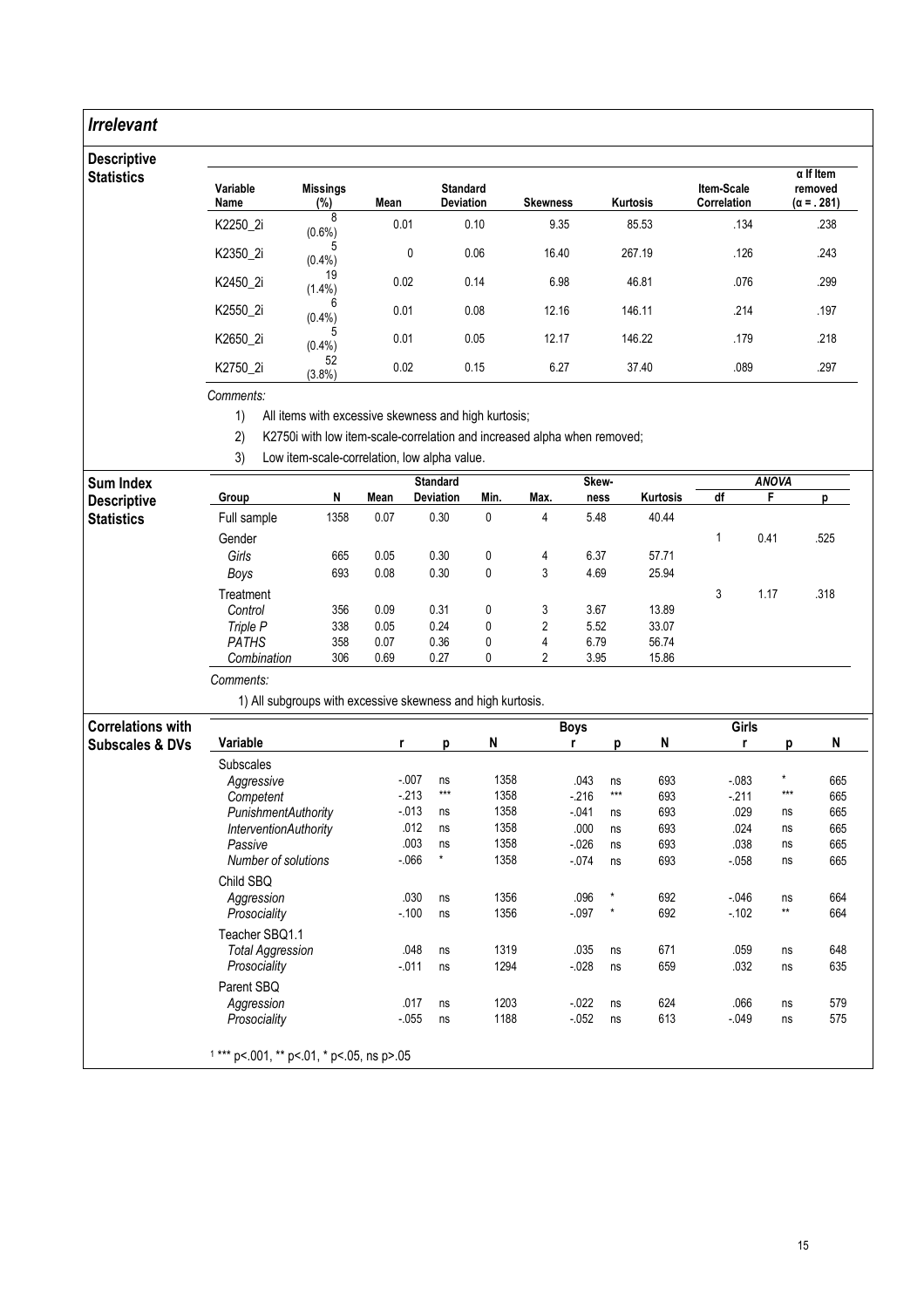# *Irrelevant*

## Descriptive Statistics

| Variable Name | Missings (%) | Mean | Standard Deviation | Skewness | Kurtosis | Item-Scale Correlation | α If Item removed (α = .281) |
|---|---|---|---|---|---|---|---|
| K2250_2i | 8 (0.6%) | 0.01 | 0.10 | 9.35 | 85.53 | .134 | .238 |
| K2350_2i | 5 (0.4%) | 0 | 0.06 | 16.40 | 267.19 | .126 | .243 |
| K2450_2i | 19 (1.4%) | 0.02 | 0.14 | 6.98 | 46.81 | .076 | .299 |
| K2550_2i | 6 (0.4%) | 0.01 | 0.08 | 12.16 | 146.11 | .214 | .197 |
| K2650_2i | 5 (0.4%) | 0.01 | 0.05 | 12.17 | 146.22 | .179 | .218 |
| K2750_2i | 52 (3.8%) | 0.02 | 0.15 | 6.27 | 37.40 | .089 | .297 |

*Comments:*

1) All items with excessive skewness and high kurtosis;
2) K2750i with low item-scale-correlation and increased alpha when removed;
3) Low item-scale-correlation, low alpha value.

## Sum Index Descriptive Statistics

| Group | N | Mean | Standard Deviation | Min. | Max. | Skewness | Kurtosis | *ANOVA* df | F | p |
|---|---|---|---|---|---|---|---|---|---|---|
| Full sample | 1358 | 0.07 | 0.30 | 0 | 4 | 5.48 | 40.44 | | | |
| Gender | | | | | | | | 1 | 0.41 | .525 |
| *Girls* | 665 | 0.05 | 0.30 | 0 | 4 | 6.37 | 57.71 | | | |
| *Boys* | 693 | 0.08 | 0.30 | 0 | 3 | 4.69 | 25.94 | | | |
| Treatment | | | | | | | | 3 | 1.17 | .318 |
| *Control* | 356 | 0.09 | 0.31 | 0 | 3 | 3.67 | 13.89 | | | |
| *Triple P* | 338 | 0.05 | 0.24 | 0 | 2 | 5.52 | 33.07 | | | |
| *PATHS* | 358 | 0.07 | 0.36 | 0 | 4 | 6.79 | 56.74 | | | |
| *Combination* | 306 | 0.69 | 0.27 | 0 | 2 | 3.95 | 15.86 | | | |

*Comments:*

1) All subgroups with excessive skewness and high kurtosis.

## Correlations with Subscales & DVs

| Variable | r | p | N | Boys r | p | N | Girls r | p | N |
|---|---|---|---|---|---|---|---|---|---|
| Subscales | | | | | | | | | |
| *Aggressive* | -.007 | ns | 1358 | .043 | ns | 693 | -.083 | * | 665 |
| *Competent* | -.213 | *** | 1358 | -.216 | *** | 693 | -.211 | *** | 665 |
| *PunishmentAuthority* | -.013 | ns | 1358 | -.041 | ns | 693 | .029 | ns | 665 |
| *InterventionAuthority* | .012 | ns | 1358 | .000 | ns | 693 | .024 | ns | 665 |
| *Passive* | .003 | ns | 1358 | -.026 | ns | 693 | .038 | ns | 665 |
| *Number of solutions* | -.066 | * | 1358 | -.074 | ns | 693 | -.058 | ns | 665 |
| Child SBQ | | | | | | | | | |
| *Aggression* | .030 | ns | 1356 | .096 | * | 692 | -.046 | ns | 664 |
| *Prosociality* | -.100 | ns | 1356 | -.097 | * | 692 | -.102 | ** | 664 |
| Teacher SBQ1.1 | | | | | | | | | |
| *Total Aggression* | .048 | ns | 1319 | .035 | ns | 671 | .059 | ns | 648 |
| *Prosociality* | -.011 | ns | 1294 | -.028 | ns | 659 | .032 | ns | 635 |
| Parent SBQ | | | | | | | | | |
| *Aggression* | .017 | ns | 1203 | -.022 | ns | 624 | .066 | ns | 579 |
| *Prosociality* | -.055 | ns | 1188 | -.052 | ns | 613 | -.049 | ns | 575 |

[1] *** p<.001, ** p<.01, * p<.05, ns p>.05